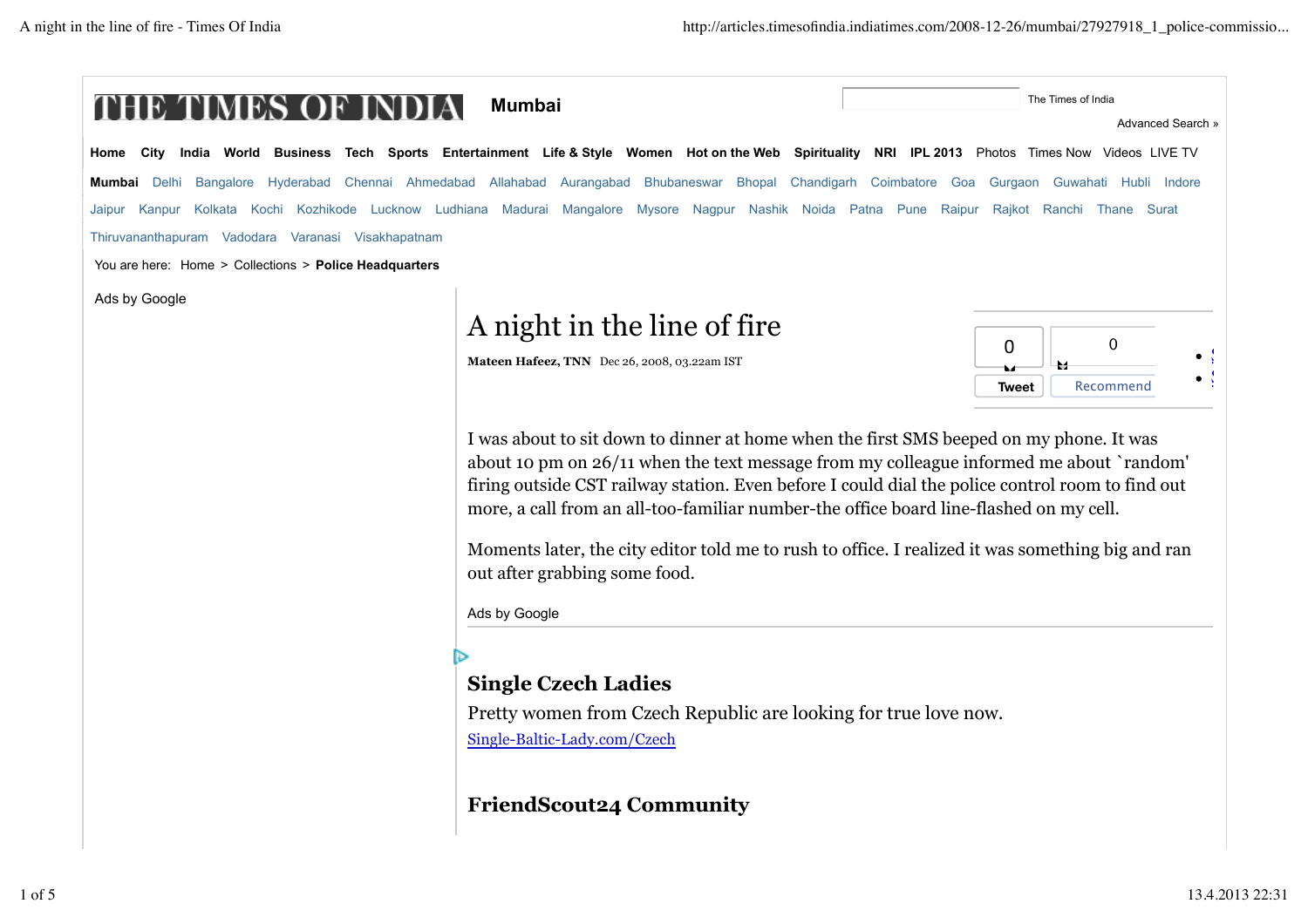THE TIMES OF INDIA **Mumbai**

The Times of India

Advanced Search »

**Home** **City** **India** **World** **Business** **Tech** **Sports** **Entertainment** **Life & Style** **Women** **Hot on the Web** **Spirituality** **NRI** **IPL 2013** Photos Times Now Videos LIVE TV

**Mumbai** Delhi Bangalore Hyderabad Chennai Ahmedabad Allahabad Aurangabad Bhubaneswar Bhopal Chandigarh Coimbatore Goa Gurgaon Guwahati Hubli Indore Jaipur Kanpur Kolkata Kochi Kozhikode Lucknow Ludhiana Madurai Mangalore Mysore Nagpur Nashik Noida Patna Pune Raipur Rajkot Ranchi Thane Surat Thiruvananthapuram Vadodara Varanasi Visakhapatnam

You are here: Home > Collections > **Police Headquarters**

Ads by Google

# A night in the line of fire

**Mateen Hafeez, TNN** Dec 26, 2008, 03.22am IST

0 Tweet | 0 Recommend

I was about to sit down to dinner at home when the first SMS beeped on my phone. It was about 10 pm on 26/11 when the text message from my colleague informed me about `random' firing outside CST railway station. Even before I could dial the police control room to find out more, a call from an all-too-familiar number-the office board line-flashed on my cell.

Moments later, the city editor told me to rush to office. I realized it was something big and ran out after grabbing some food.

Ads by Google

**Single Czech Ladies**

Pretty women from Czech Republic are looking for true love now.

Single-Baltic-Lady.com/Czech

**FriendScout24 Community**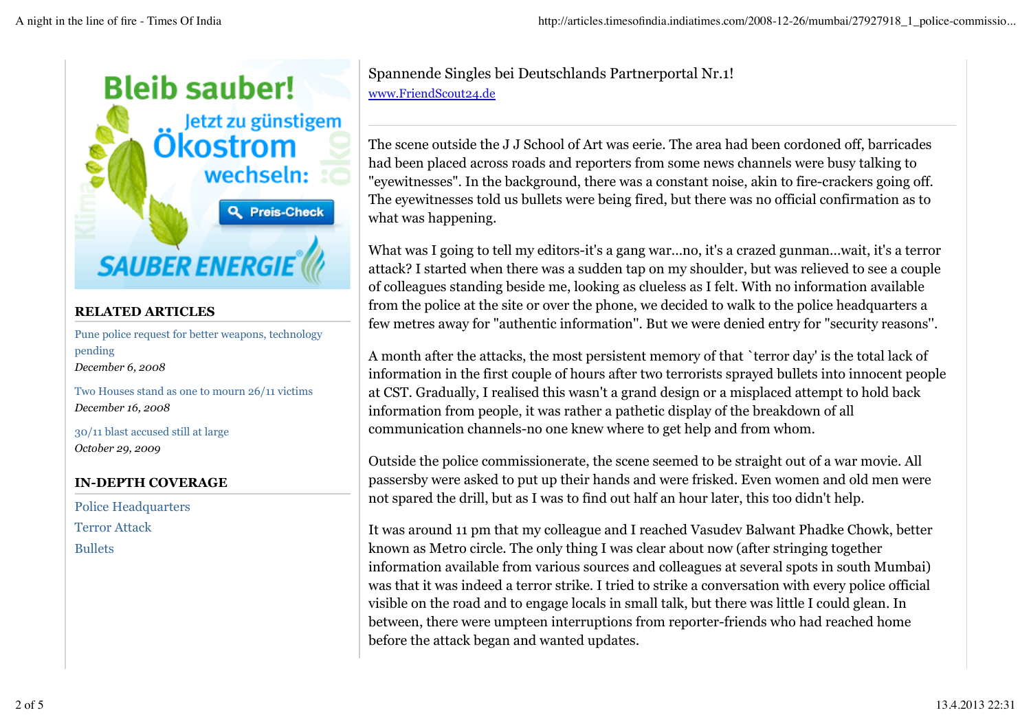Spannende Singles bei Deutschlands Partnerportal Nr.1!
www.FriendScout24.de

The scene outside the J J School of Art was eerie. The area had been cordoned off, barricades had been placed across roads and reporters from some news channels were busy talking to "eyewitnesses". In the background, there was a constant noise, akin to fire-crackers going off. The eyewitnesses told us bullets were being fired, but there was no official confirmation as to what was happening.

What was I going to tell my editors-it's a gang war...no, it's a crazed gunman...wait, it's a terror attack? I started when there was a sudden tap on my shoulder, but was relieved to see a couple of colleagues standing beside me, looking as clueless as I felt. With no information available from the police at the site or over the phone, we decided to walk to the police headquarters a few metres away for "authentic information''. But we were denied entry for "security reasons''.

A month after the attacks, the most persistent memory of that `terror day' is the total lack of information in the first couple of hours after two terrorists sprayed bullets into innocent people at CST. Gradually, I realised this wasn't a grand design or a misplaced attempt to hold back information from people, it was rather a pathetic display of the breakdown of all communication channels-no one knew where to get help and from whom.

Outside the police commissionerate, the scene seemed to be straight out of a war movie. All passersby were asked to put up their hands and were frisked. Even women and old men were not spared the drill, but as I was to find out half an hour later, this too didn't help.

It was around 11 pm that my colleague and I reached Vasudev Balwant Phadke Chowk, better known as Metro circle. The only thing I was clear about now (after stringing together information available from various sources and colleagues at several spots in south Mumbai) was that it was indeed a terror strike. I tried to strike a conversation with every police official visible on the road and to engage locals in small talk, but there was little I could glean. In between, there were umpteen interruptions from reporter-friends who had reached home before the attack began and wanted updates.

## RELATED ARTICLES

Pune police request for better weapons, technology pending
*December 6, 2008*

Two Houses stand as one to mourn 26/11 victims
*December 16, 2008*

30/11 blast accused still at large
*October 29, 2009*

## IN-DEPTH COVERAGE

Police Headquarters
Terror Attack
Bullets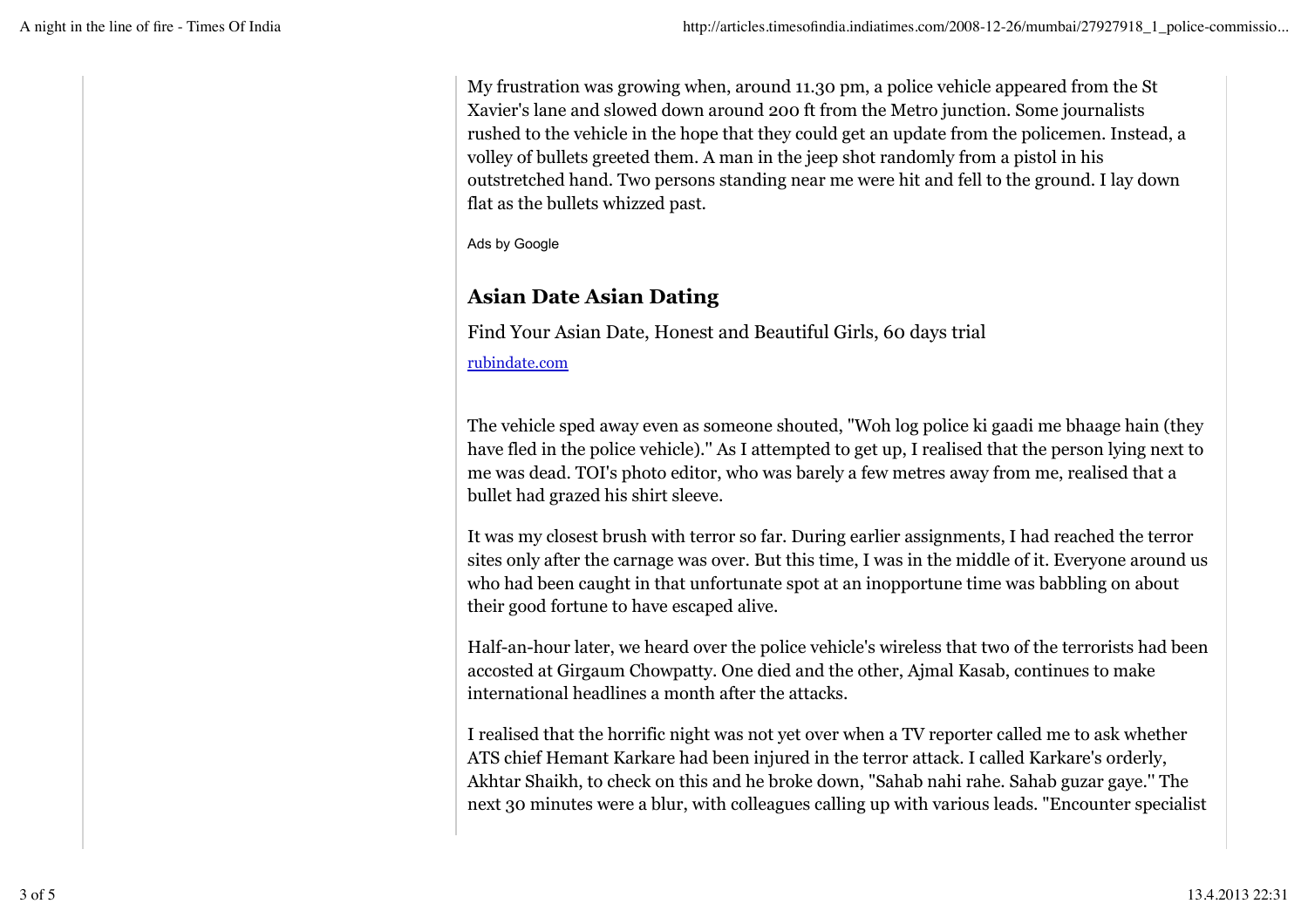My frustration was growing when, around 11.30 pm, a police vehicle appeared from the St Xavier's lane and slowed down around 200 ft from the Metro junction. Some journalists rushed to the vehicle in the hope that they could get an update from the policemen. Instead, a volley of bullets greeted them. A man in the jeep shot randomly from a pistol in his outstretched hand. Two persons standing near me were hit and fell to the ground. I lay down flat as the bullets whizzed past.

Ads by Google

**Asian Date Asian Dating**

Find Your Asian Date, Honest and Beautiful Girls, 60 days trial

rubindate.com

The vehicle sped away even as someone shouted, "Woh log police ki gaadi me bhaage hain (they have fled in the police vehicle)." As I attempted to get up, I realised that the person lying next to me was dead. TOI's photo editor, who was barely a few metres away from me, realised that a bullet had grazed his shirt sleeve.

It was my closest brush with terror so far. During earlier assignments, I had reached the terror sites only after the carnage was over. But this time, I was in the middle of it. Everyone around us who had been caught in that unfortunate spot at an inopportune time was babbling on about their good fortune to have escaped alive.

Half-an-hour later, we heard over the police vehicle's wireless that two of the terrorists had been accosted at Girgaum Chowpatty. One died and the other, Ajmal Kasab, continues to make international headlines a month after the attacks.

I realised that the horrific night was not yet over when a TV reporter called me to ask whether ATS chief Hemant Karkare had been injured in the terror attack. I called Karkare's orderly, Akhtar Shaikh, to check on this and he broke down, "Sahab nahi rahe. Sahab guzar gaye.'' The next 30 minutes were a blur, with colleagues calling up with various leads. "Encounter specialist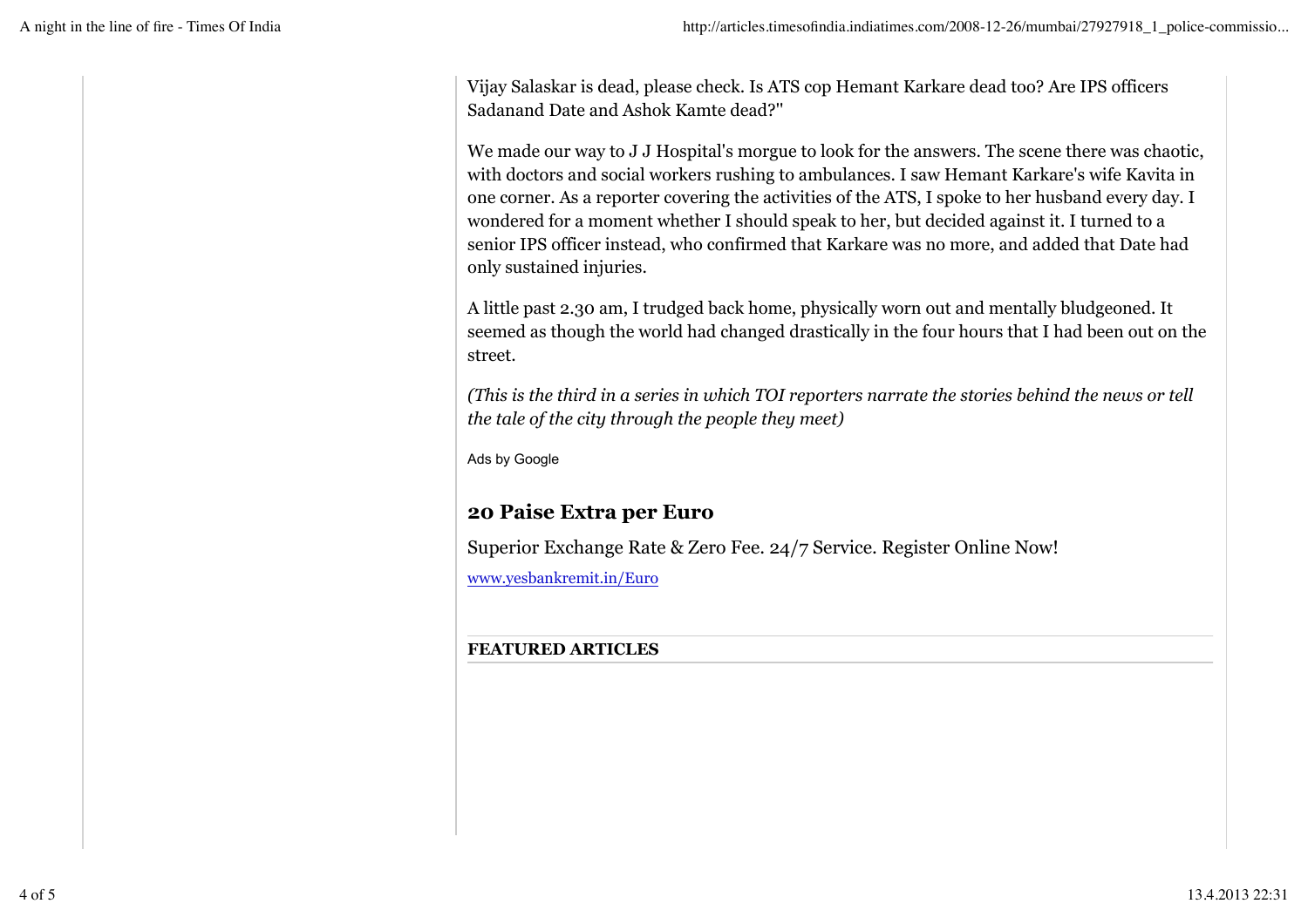Vijay Salaskar is dead, please check. Is ATS cop Hemant Karkare dead too? Are IPS officers Sadanand Date and Ashok Kamte dead?"

We made our way to J J Hospital's morgue to look for the answers. The scene there was chaotic, with doctors and social workers rushing to ambulances. I saw Hemant Karkare's wife Kavita in one corner. As a reporter covering the activities of the ATS, I spoke to her husband every day. I wondered for a moment whether I should speak to her, but decided against it. I turned to a senior IPS officer instead, who confirmed that Karkare was no more, and added that Date had only sustained injuries.

A little past 2.30 am, I trudged back home, physically worn out and mentally bludgeoned. It seemed as though the world had changed drastically in the four hours that I had been out on the street.

*(This is the third in a series in which TOI reporters narrate the stories behind the news or tell the tale of the city through the people they meet)*

Ads by Google

## 20 Paise Extra per Euro

Superior Exchange Rate & Zero Fee. 24/7 Service. Register Online Now!

www.yesbankremit.in/Euro

**FEATURED ARTICLES**